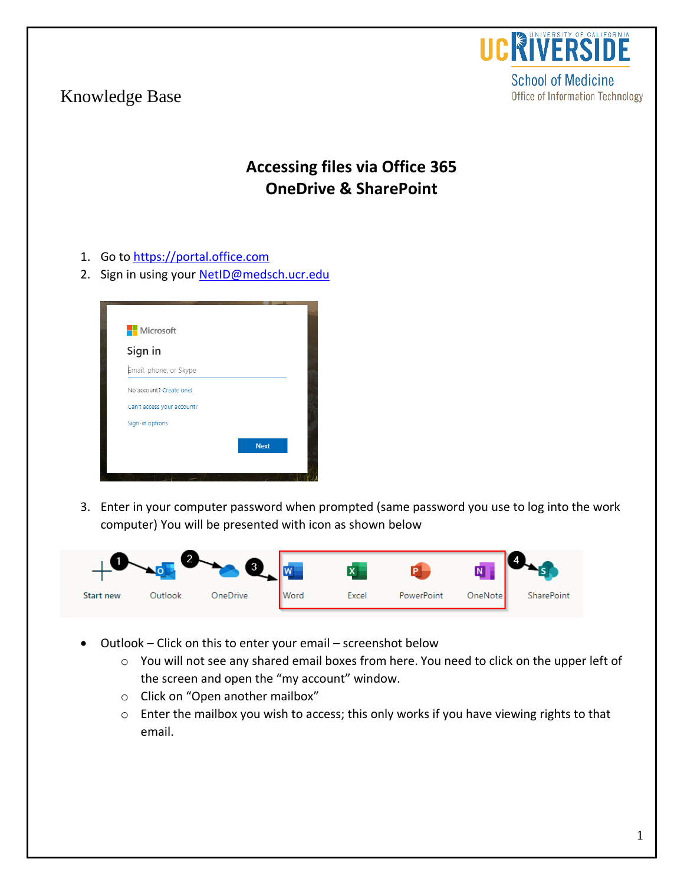Knowledge Base

# Accessing files via Office 365
# OneDrive & SharePoint

1. Go to [https://portal.office.com](https://portal.office.com)
2. Sign in using your [NetID@medsch.ucr.edu](mailto:NetID@medsch.ucr.edu)
3. Enter in your computer password when prompted (same password you use to log into the work computer) You will be presented with icon as shown below

- Outlook – Click on this to enter your email – screenshot below
    - You will not see any shared email boxes from here. You need to click on the upper left of the screen and open the "my account" window.
    - Click on "Open another mailbox"
    - Enter the mailbox you wish to access; this only works if you have viewing rights to that email.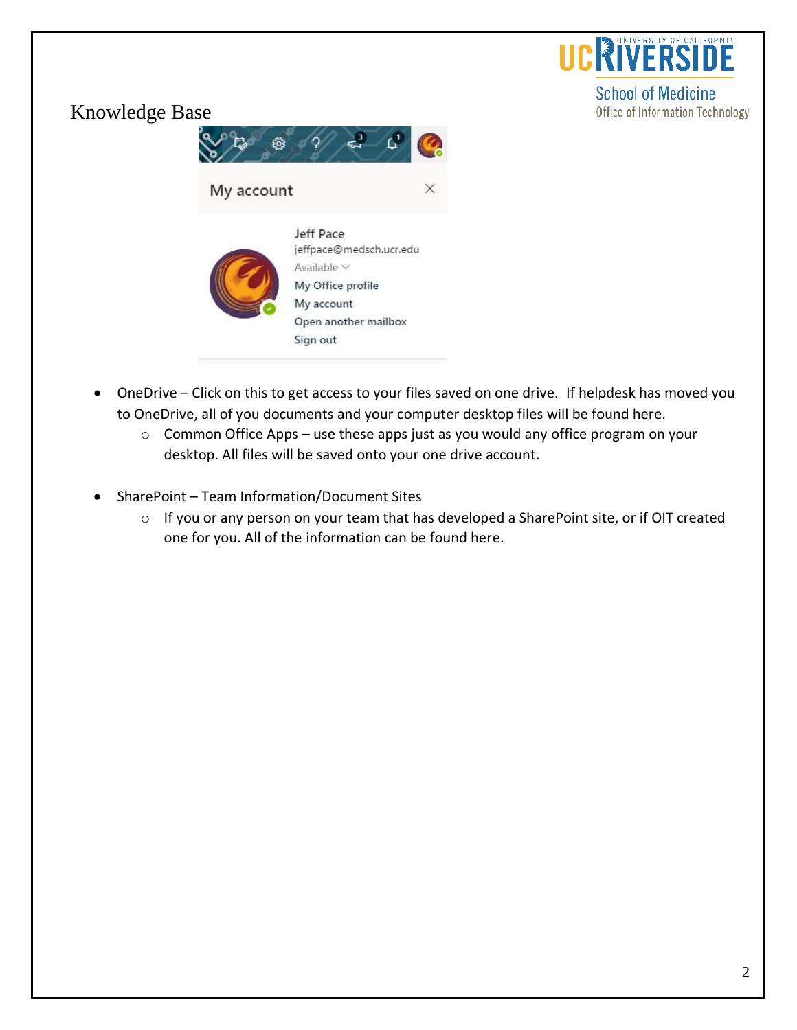Knowledge Base

- OneDrive – Click on this to get access to your files saved on one drive. If helpdesk has moved you to OneDrive, all of you documents and your computer desktop files will be found here.
  - Common Office Apps – use these apps just as you would any office program on your desktop. All files will be saved onto your one drive account.

- SharePoint – Team Information/Document Sites
  - If you or any person on your team that has developed a SharePoint site, or if OIT created one for you. All of the information can be found here.